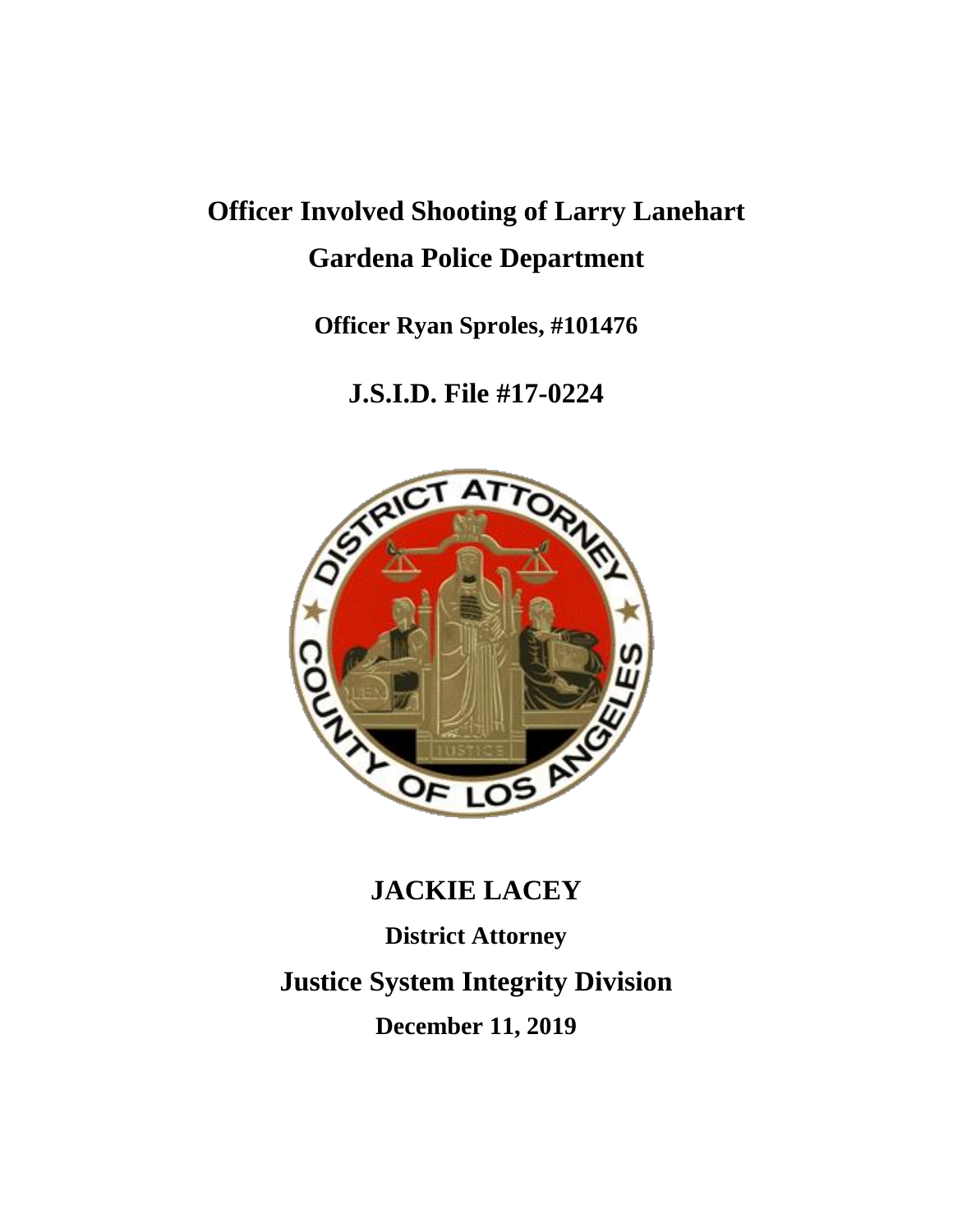# Officer Involved Shooting of Larry Lanehart

## Gardena Police Department

**Officer Ryan Sproles, #101476**

## J.S.I.D. File #17-0224

## JACKIE LACEY

**District Attorney**

## Justice System Integrity Division

**December 11, 2019**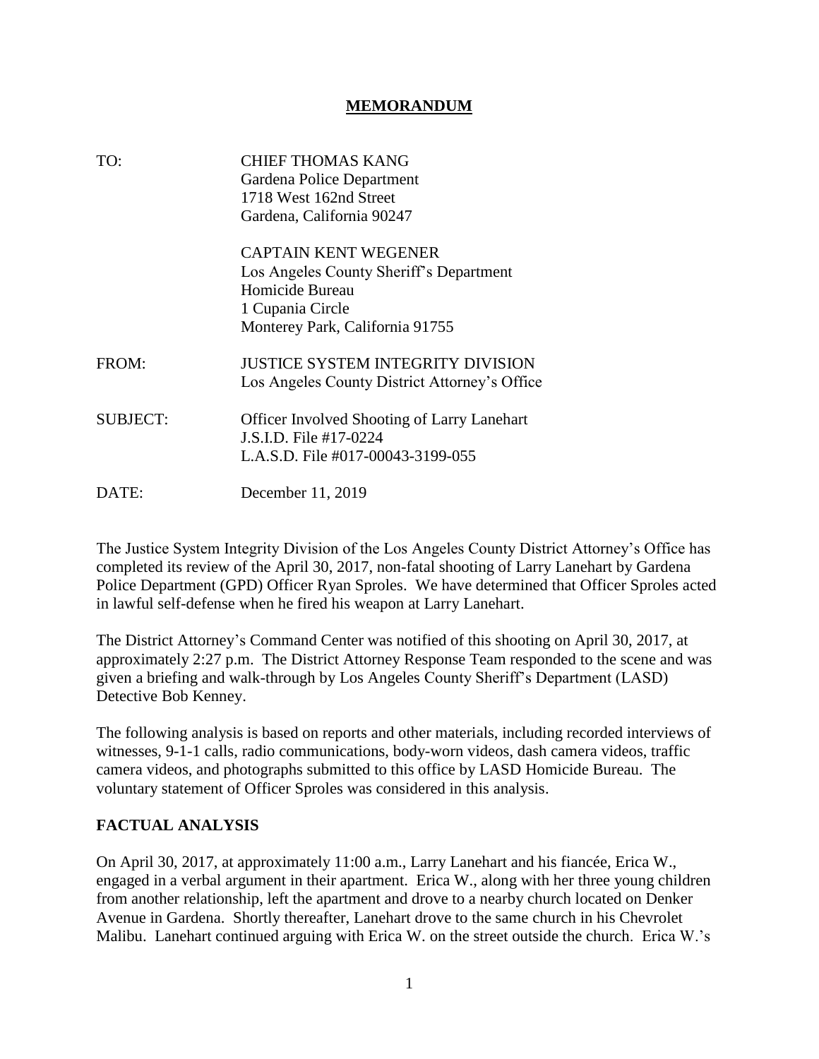# MEMORANDUM

| | |
|---|---|
| TO: | CHIEF THOMAS KANG<br>Gardena Police Department<br>1718 West 162nd Street<br>Gardena, California 90247 |
| | CAPTAIN KENT WEGENER<br>Los Angeles County Sheriff's Department<br>Homicide Bureau<br>1 Cupania Circle<br>Monterey Park, California 91755 |
| FROM: | JUSTICE SYSTEM INTEGRITY DIVISION<br>Los Angeles County District Attorney's Office |
| SUBJECT: | Officer Involved Shooting of Larry Lanehart<br>J.S.I.D. File #17-0224<br>L.A.S.D. File #017-00043-3199-055 |
| DATE: | December 11, 2019 |

The Justice System Integrity Division of the Los Angeles County District Attorney's Office has completed its review of the April 30, 2017, non-fatal shooting of Larry Lanehart by Gardena Police Department (GPD) Officer Ryan Sproles. We have determined that Officer Sproles acted in lawful self-defense when he fired his weapon at Larry Lanehart.

The District Attorney's Command Center was notified of this shooting on April 30, 2017, at approximately 2:27 p.m. The District Attorney Response Team responded to the scene and was given a briefing and walk-through by Los Angeles County Sheriff's Department (LASD) Detective Bob Kenney.

The following analysis is based on reports and other materials, including recorded interviews of witnesses, 9-1-1 calls, radio communications, body-worn videos, dash camera videos, traffic camera videos, and photographs submitted to this office by LASD Homicide Bureau. The voluntary statement of Officer Sproles was considered in this analysis.

## FACTUAL ANALYSIS

On April 30, 2017, at approximately 11:00 a.m., Larry Lanehart and his fiancée, Erica W., engaged in a verbal argument in their apartment. Erica W., along with her three young children from another relationship, left the apartment and drove to a nearby church located on Denker Avenue in Gardena. Shortly thereafter, Lanehart drove to the same church in his Chevrolet Malibu. Lanehart continued arguing with Erica W. on the street outside the church. Erica W.'s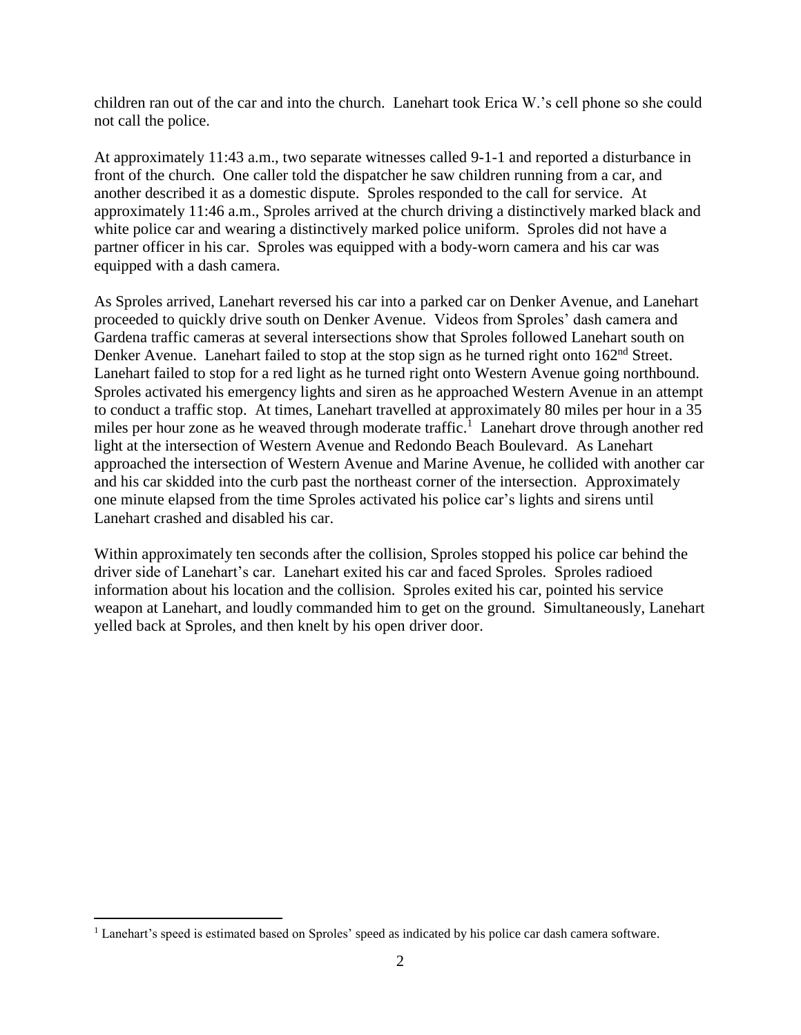children ran out of the car and into the church. Lanehart took Erica W.'s cell phone so she could not call the police.

At approximately 11:43 a.m., two separate witnesses called 9-1-1 and reported a disturbance in front of the church. One caller told the dispatcher he saw children running from a car, and another described it as a domestic dispute. Sproles responded to the call for service. At approximately 11:46 a.m., Sproles arrived at the church driving a distinctively marked black and white police car and wearing a distinctively marked police uniform. Sproles did not have a partner officer in his car. Sproles was equipped with a body-worn camera and his car was equipped with a dash camera.

As Sproles arrived, Lanehart reversed his car into a parked car on Denker Avenue, and Lanehart proceeded to quickly drive south on Denker Avenue. Videos from Sproles' dash camera and Gardena traffic cameras at several intersections show that Sproles followed Lanehart south on Denker Avenue. Lanehart failed to stop at the stop sign as he turned right onto 162nd Street. Lanehart failed to stop for a red light as he turned right onto Western Avenue going northbound. Sproles activated his emergency lights and siren as he approached Western Avenue in an attempt to conduct a traffic stop. At times, Lanehart travelled at approximately 80 miles per hour in a 35 miles per hour zone as he weaved through moderate traffic.[1] Lanehart drove through another red light at the intersection of Western Avenue and Redondo Beach Boulevard. As Lanehart approached the intersection of Western Avenue and Marine Avenue, he collided with another car and his car skidded into the curb past the northeast corner of the intersection. Approximately one minute elapsed from the time Sproles activated his police car's lights and sirens until Lanehart crashed and disabled his car.

Within approximately ten seconds after the collision, Sproles stopped his police car behind the driver side of Lanehart's car. Lanehart exited his car and faced Sproles. Sproles radioed information about his location and the collision. Sproles exited his car, pointed his service weapon at Lanehart, and loudly commanded him to get on the ground. Simultaneously, Lanehart yelled back at Sproles, and then knelt by his open driver door.

[1] Lanehart's speed is estimated based on Sproles' speed as indicated by his police car dash camera software.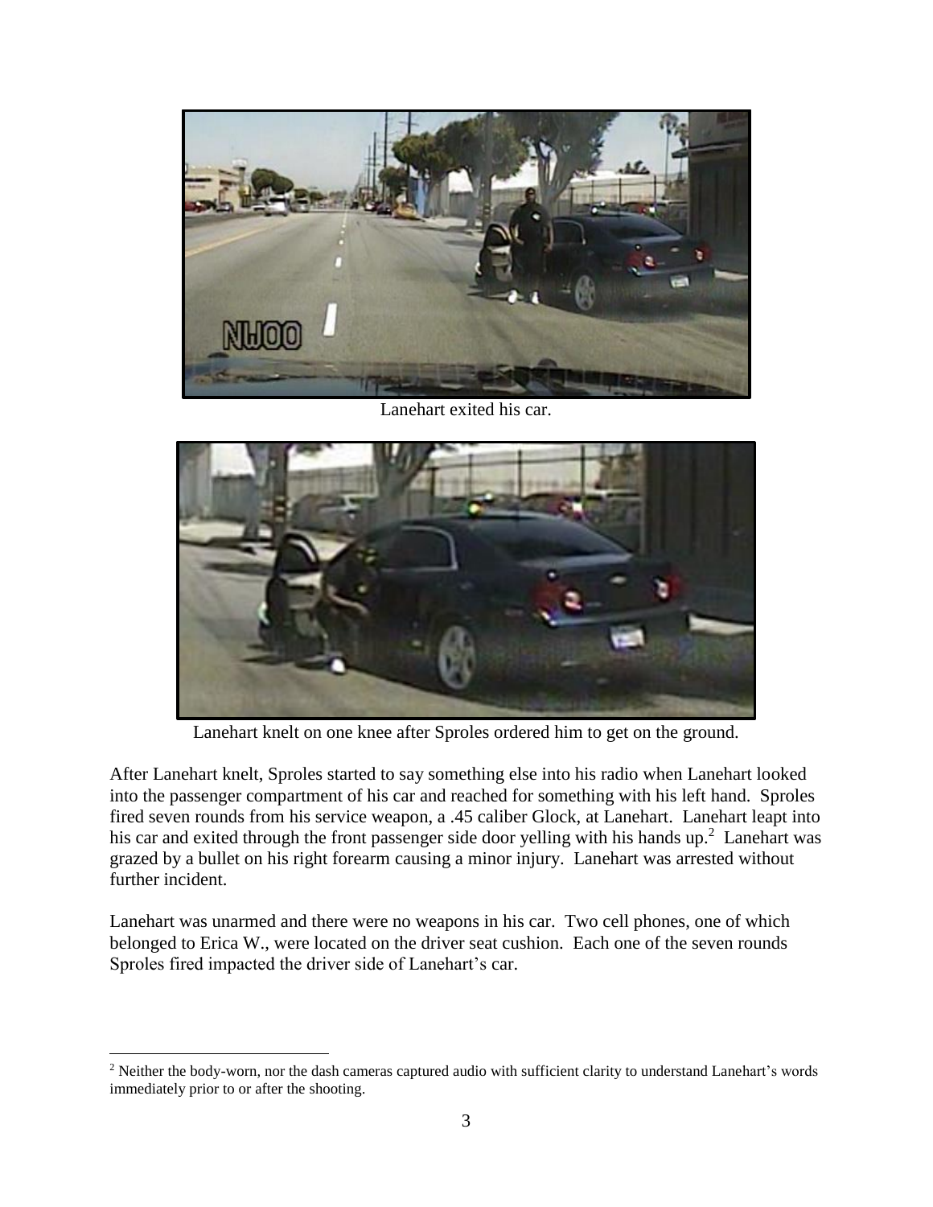Lanehart exited his car.

Lanehart knelt on one knee after Sproles ordered him to get on the ground.

After Lanehart knelt, Sproles started to say something else into his radio when Lanehart looked into the passenger compartment of his car and reached for something with his left hand. Sproles fired seven rounds from his service weapon, a .45 caliber Glock, at Lanehart. Lanehart leapt into his car and exited through the front passenger side door yelling with his hands up.[2] Lanehart was grazed by a bullet on his right forearm causing a minor injury. Lanehart was arrested without further incident.

Lanehart was unarmed and there were no weapons in his car. Two cell phones, one of which belonged to Erica W., were located on the driver seat cushion. Each one of the seven rounds Sproles fired impacted the driver side of Lanehart's car.

---

[2] Neither the body-worn, nor the dash cameras captured audio with sufficient clarity to understand Lanehart's words immediately prior to or after the shooting.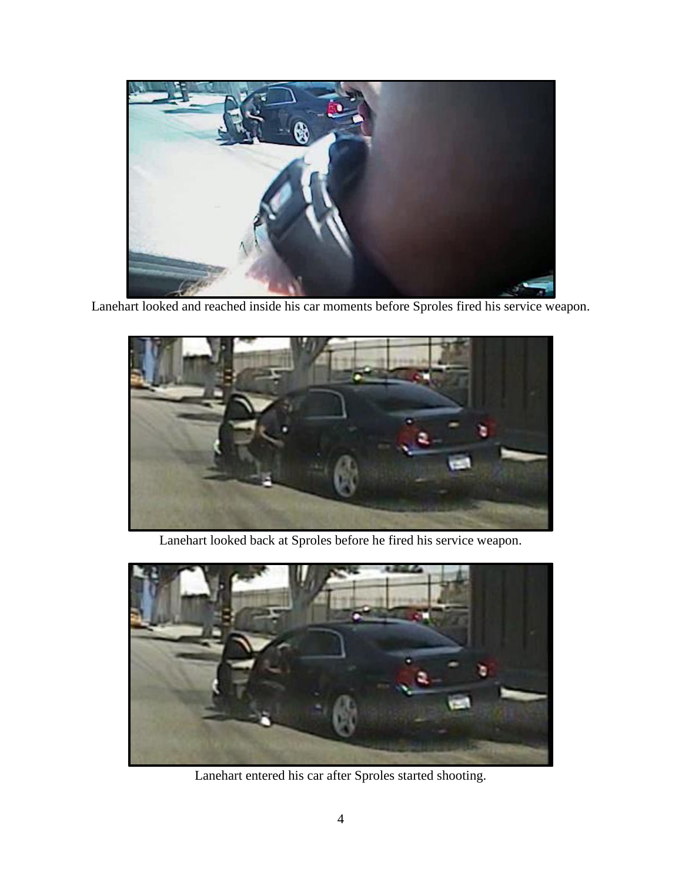Lanehart looked and reached inside his car moments before Sproles fired his service weapon.

Lanehart looked back at Sproles before he fired his service weapon.

Lanehart entered his car after Sproles started shooting.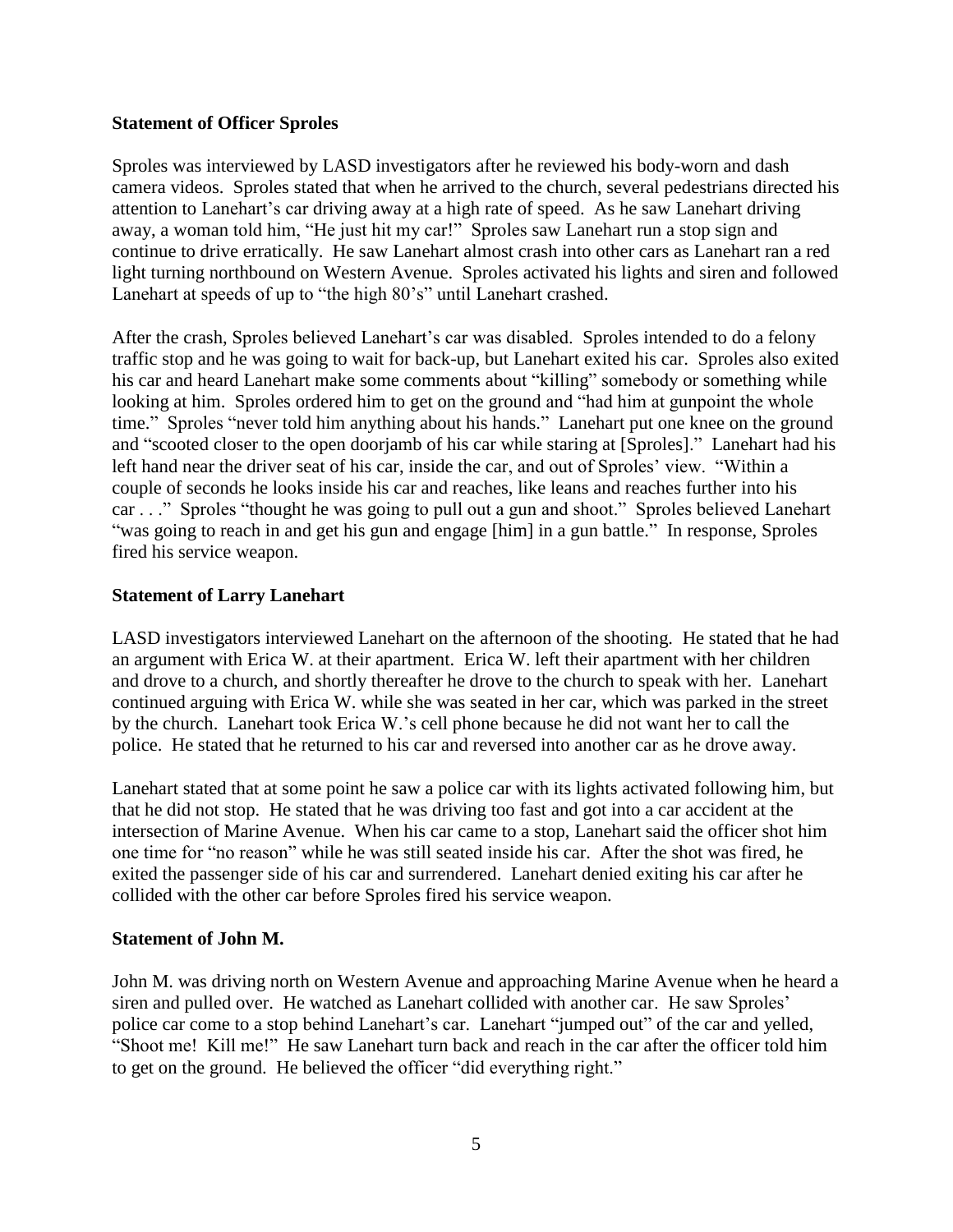**Statement of Officer Sproles**

Sproles was interviewed by LASD investigators after he reviewed his body-worn and dash camera videos. Sproles stated that when he arrived to the church, several pedestrians directed his attention to Lanehart's car driving away at a high rate of speed. As he saw Lanehart driving away, a woman told him, "He just hit my car!" Sproles saw Lanehart run a stop sign and continue to drive erratically. He saw Lanehart almost crash into other cars as Lanehart ran a red light turning northbound on Western Avenue. Sproles activated his lights and siren and followed Lanehart at speeds of up to "the high 80's" until Lanehart crashed.

After the crash, Sproles believed Lanehart's car was disabled. Sproles intended to do a felony traffic stop and he was going to wait for back-up, but Lanehart exited his car. Sproles also exited his car and heard Lanehart make some comments about "killing" somebody or something while looking at him. Sproles ordered him to get on the ground and "had him at gunpoint the whole time." Sproles "never told him anything about his hands." Lanehart put one knee on the ground and "scooted closer to the open doorjamb of his car while staring at [Sproles]." Lanehart had his left hand near the driver seat of his car, inside the car, and out of Sproles' view. "Within a couple of seconds he looks inside his car and reaches, like leans and reaches further into his car . . ." Sproles "thought he was going to pull out a gun and shoot." Sproles believed Lanehart "was going to reach in and get his gun and engage [him] in a gun battle." In response, Sproles fired his service weapon.

**Statement of Larry Lanehart**

LASD investigators interviewed Lanehart on the afternoon of the shooting. He stated that he had an argument with Erica W. at their apartment. Erica W. left their apartment with her children and drove to a church, and shortly thereafter he drove to the church to speak with her. Lanehart continued arguing with Erica W. while she was seated in her car, which was parked in the street by the church. Lanehart took Erica W.'s cell phone because he did not want her to call the police. He stated that he returned to his car and reversed into another car as he drove away.

Lanehart stated that at some point he saw a police car with its lights activated following him, but that he did not stop. He stated that he was driving too fast and got into a car accident at the intersection of Marine Avenue. When his car came to a stop, Lanehart said the officer shot him one time for "no reason" while he was still seated inside his car. After the shot was fired, he exited the passenger side of his car and surrendered. Lanehart denied exiting his car after he collided with the other car before Sproles fired his service weapon.

**Statement of John M.**

John M. was driving north on Western Avenue and approaching Marine Avenue when he heard a siren and pulled over. He watched as Lanehart collided with another car. He saw Sproles' police car come to a stop behind Lanehart's car. Lanehart "jumped out" of the car and yelled, "Shoot me! Kill me!" He saw Lanehart turn back and reach in the car after the officer told him to get on the ground. He believed the officer "did everything right."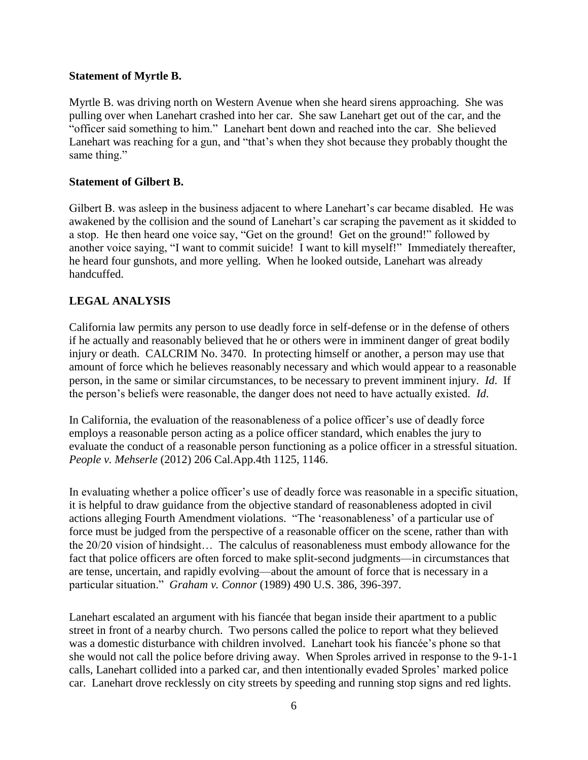**Statement of Myrtle B.**

Myrtle B. was driving north on Western Avenue when she heard sirens approaching. She was pulling over when Lanehart crashed into her car. She saw Lanehart get out of the car, and the "officer said something to him." Lanehart bent down and reached into the car. She believed Lanehart was reaching for a gun, and "that's when they shot because they probably thought the same thing."

**Statement of Gilbert B.**

Gilbert B. was asleep in the business adjacent to where Lanehart's car became disabled. He was awakened by the collision and the sound of Lanehart's car scraping the pavement as it skidded to a stop. He then heard one voice say, "Get on the ground! Get on the ground!" followed by another voice saying, "I want to commit suicide! I want to kill myself!" Immediately thereafter, he heard four gunshots, and more yelling. When he looked outside, Lanehart was already handcuffed.

## LEGAL ANALYSIS

California law permits any person to use deadly force in self-defense or in the defense of others if he actually and reasonably believed that he or others were in imminent danger of great bodily injury or death. CALCRIM No. 3470. In protecting himself or another, a person may use that amount of force which he believes reasonably necessary and which would appear to a reasonable person, in the same or similar circumstances, to be necessary to prevent imminent injury. *Id*. If the person's beliefs were reasonable, the danger does not need to have actually existed. *Id*.

In California, the evaluation of the reasonableness of a police officer's use of deadly force employs a reasonable person acting as a police officer standard, which enables the jury to evaluate the conduct of a reasonable person functioning as a police officer in a stressful situation. *People v. Mehserle* (2012) 206 Cal.App.4th 1125, 1146.

In evaluating whether a police officer's use of deadly force was reasonable in a specific situation, it is helpful to draw guidance from the objective standard of reasonableness adopted in civil actions alleging Fourth Amendment violations. "The 'reasonableness' of a particular use of force must be judged from the perspective of a reasonable officer on the scene, rather than with the 20/20 vision of hindsight… The calculus of reasonableness must embody allowance for the fact that police officers are often forced to make split-second judgments—in circumstances that are tense, uncertain, and rapidly evolving—about the amount of force that is necessary in a particular situation." *Graham v. Connor* (1989) 490 U.S. 386, 396-397.

Lanehart escalated an argument with his fiancée that began inside their apartment to a public street in front of a nearby church. Two persons called the police to report what they believed was a domestic disturbance with children involved. Lanehart took his fiancée's phone so that she would not call the police before driving away. When Sproles arrived in response to the 9-1-1 calls, Lanehart collided into a parked car, and then intentionally evaded Sproles' marked police car. Lanehart drove recklessly on city streets by speeding and running stop signs and red lights.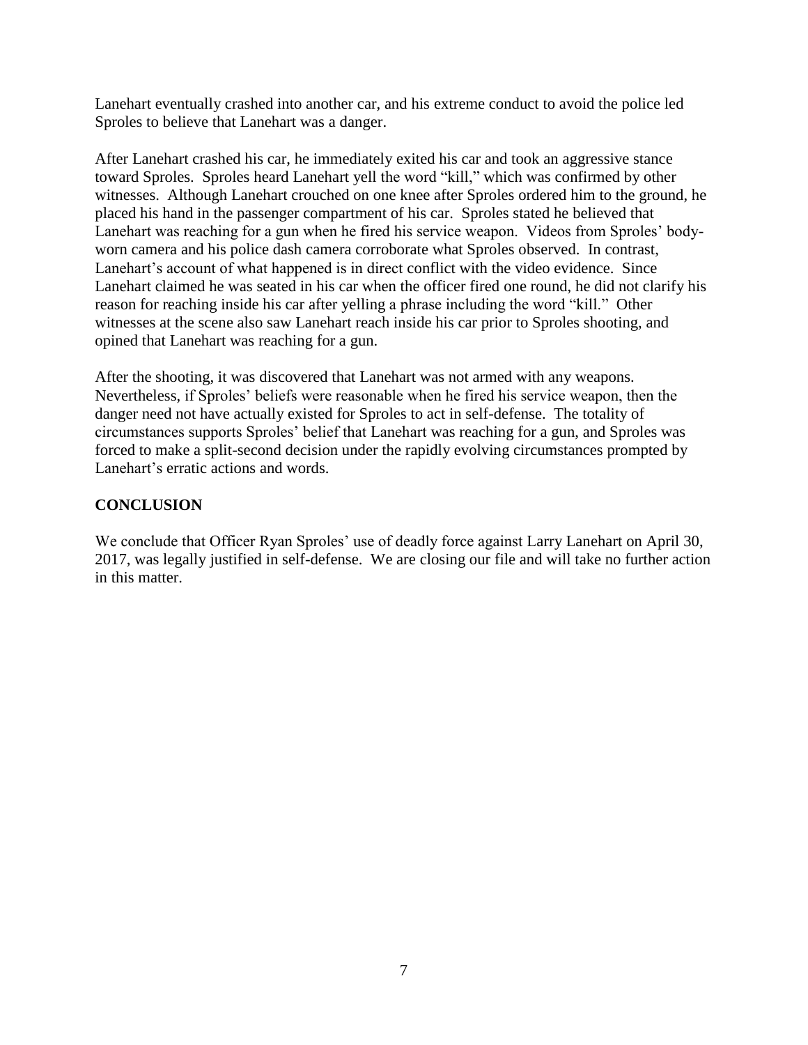Lanehart eventually crashed into another car, and his extreme conduct to avoid the police led Sproles to believe that Lanehart was a danger.

After Lanehart crashed his car, he immediately exited his car and took an aggressive stance toward Sproles. Sproles heard Lanehart yell the word "kill," which was confirmed by other witnesses. Although Lanehart crouched on one knee after Sproles ordered him to the ground, he placed his hand in the passenger compartment of his car. Sproles stated he believed that Lanehart was reaching for a gun when he fired his service weapon. Videos from Sproles' body-worn camera and his police dash camera corroborate what Sproles observed. In contrast, Lanehart's account of what happened is in direct conflict with the video evidence. Since Lanehart claimed he was seated in his car when the officer fired one round, he did not clarify his reason for reaching inside his car after yelling a phrase including the word "kill." Other witnesses at the scene also saw Lanehart reach inside his car prior to Sproles shooting, and opined that Lanehart was reaching for a gun.

After the shooting, it was discovered that Lanehart was not armed with any weapons. Nevertheless, if Sproles' beliefs were reasonable when he fired his service weapon, then the danger need not have actually existed for Sproles to act in self-defense. The totality of circumstances supports Sproles' belief that Lanehart was reaching for a gun, and Sproles was forced to make a split-second decision under the rapidly evolving circumstances prompted by Lanehart's erratic actions and words.

## CONCLUSION

We conclude that Officer Ryan Sproles' use of deadly force against Larry Lanehart on April 30, 2017, was legally justified in self-defense. We are closing our file and will take no further action in this matter.